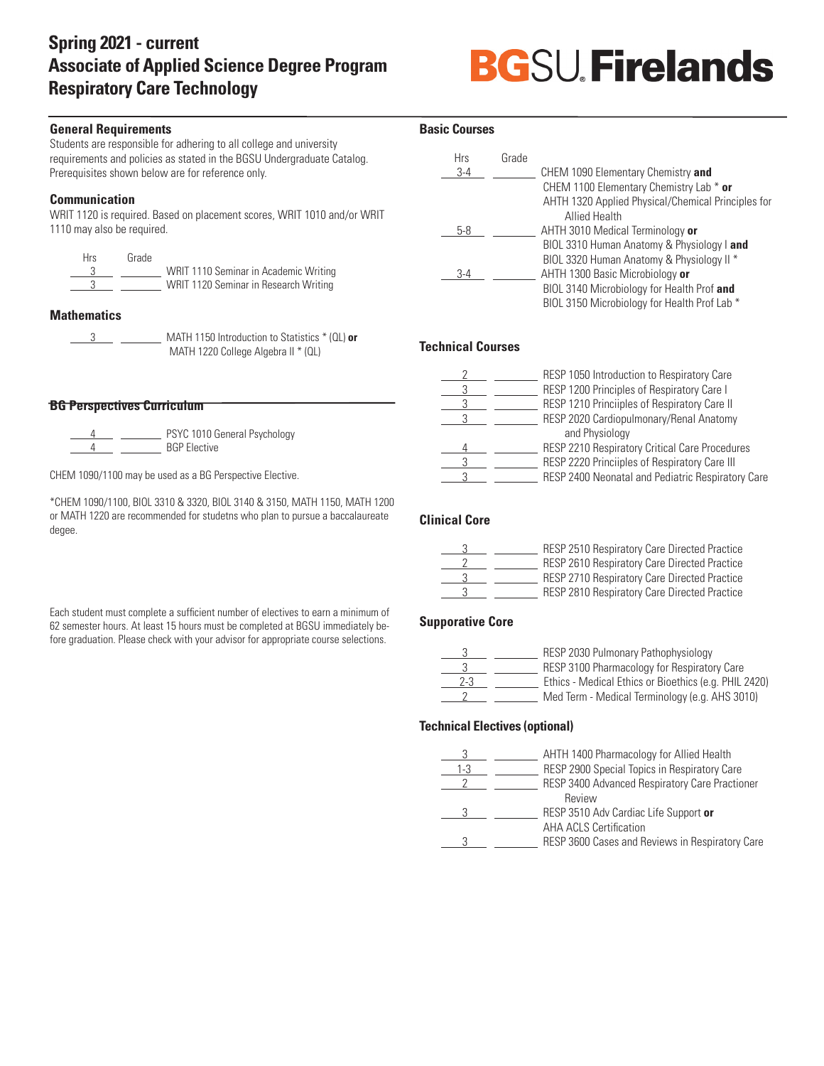# Spring 2021 - current
# Associate of Applied Science Degree Program
# Respiratory Care Technology

**BGSU Firelands**

## General Requirements

Students are responsible for adhering to all college and university requirements and policies as stated in the BGSU Undergraduate Catalog. Prerequisites shown below are for reference only.

### Communication

WRIT 1120 is required. Based on placement scores, WRIT 1010 and/or WRIT 1110 may also be required.

| Hrs | Grade | Course |
|---|---|---|
| 3 | | WRIT 1110 Seminar in Academic Writing |
| 3 | | WRIT 1120 Seminar in Research Writing |

### Mathematics

| Hrs | Grade | Course |
|---|---|---|
| 3 | | MATH 1150 Introduction to Statistics * (QL) **or** MATH 1220 College Algebra II * (QL) |

### BG Perspectives Curriculum

| Hrs | Grade | Course |
|---|---|---|
| 4 | | PSYC 1010 General Psychology |
| 4 | | BGP Elective |

CHEM 1090/1100 may be used as a BG Perspective Elective.

*CHEM 1090/1100, BIOL 3310 & 3320, BIOL 3140 & 3150, MATH 1150, MATH 1200 or MATH 1220 are recommended for studetns who plan to pursue a baccalaureate degee.

Each student must complete a sufficient number of electives to earn a minimum of 62 semester hours. At least 15 hours must be completed at BGSU immediately before graduation. Please check with your advisor for appropriate course selections.

## Basic Courses

| Hrs | Grade | Course |
|---|---|---|
| 3-4 | | CHEM 1090 Elementary Chemistry **and** CHEM 1100 Elementary Chemistry Lab * **or** AHTH 1320 Applied Physical/Chemical Principles for Allied Health |
| 5-8 | | AHTH 3010 Medical Terminology **or** BIOL 3310 Human Anatomy & Physiology I **and** BIOL 3320 Human Anatomy & Physiology II * |
| 3-4 | | AHTH 1300 Basic Microbiology **or** BIOL 3140 Microbiology for Health Prof **and** BIOL 3150 Microbiology for Health Prof Lab * |

## Technical Courses

| Hrs | Grade | Course |
|---|---|---|
| 2 | | RESP 1050 Introduction to Respiratory Care |
| 3 | | RESP 1200 Principles of Respiratory Care I |
| 3 | | RESP 1210 Princiiples of Respiratory Care II |
| 3 | | RESP 2020 Cardiopulmonary/Renal Anatomy and Physiology |
| 4 | | RESP 2210 Respiratory Critical Care Procedures |
| 3 | | RESP 2220 Princiiples of Respiratory Care III |
| 3 | | RESP 2400 Neonatal and Pediatric Respiratory Care |

## Clinical Core

| Hrs | Grade | Course |
|---|---|---|
| 3 | | RESP 2510 Respiratory Care Directed Practice |
| 2 | | RESP 2610 Respiratory Care Directed Practice |
| 3 | | RESP 2710 Respiratory Care Directed Practice |
| 3 | | RESP 2810 Respiratory Care Directed Practice |

## Supporative Core

| Hrs | Grade | Course |
|---|---|---|
| 3 | | RESP 2030 Pulmonary Pathophysiology |
| 3 | | RESP 3100 Pharmacology for Respiratory Care |
| 2-3 | | Ethics - Medical Ethics or Bioethics (e.g. PHIL 2420) |
| 2 | | Med Term - Medical Terminology (e.g. AHS 3010) |

## Technical Electives (optional)

| Hrs | Grade | Course |
|---|---|---|
| 3 | | AHTH 1400 Pharmacology for Allied Health |
| 1-3 | | RESP 2900 Special Topics in Respiratory Care |
| 2 | | RESP 3400 Advanced Respiratory Care Practioner Review |
| 3 | | RESP 3510 Adv Cardiac Life Support **or** AHA ACLS Certification |
| 3 | | RESP 3600 Cases and Reviews in Respiratory Care |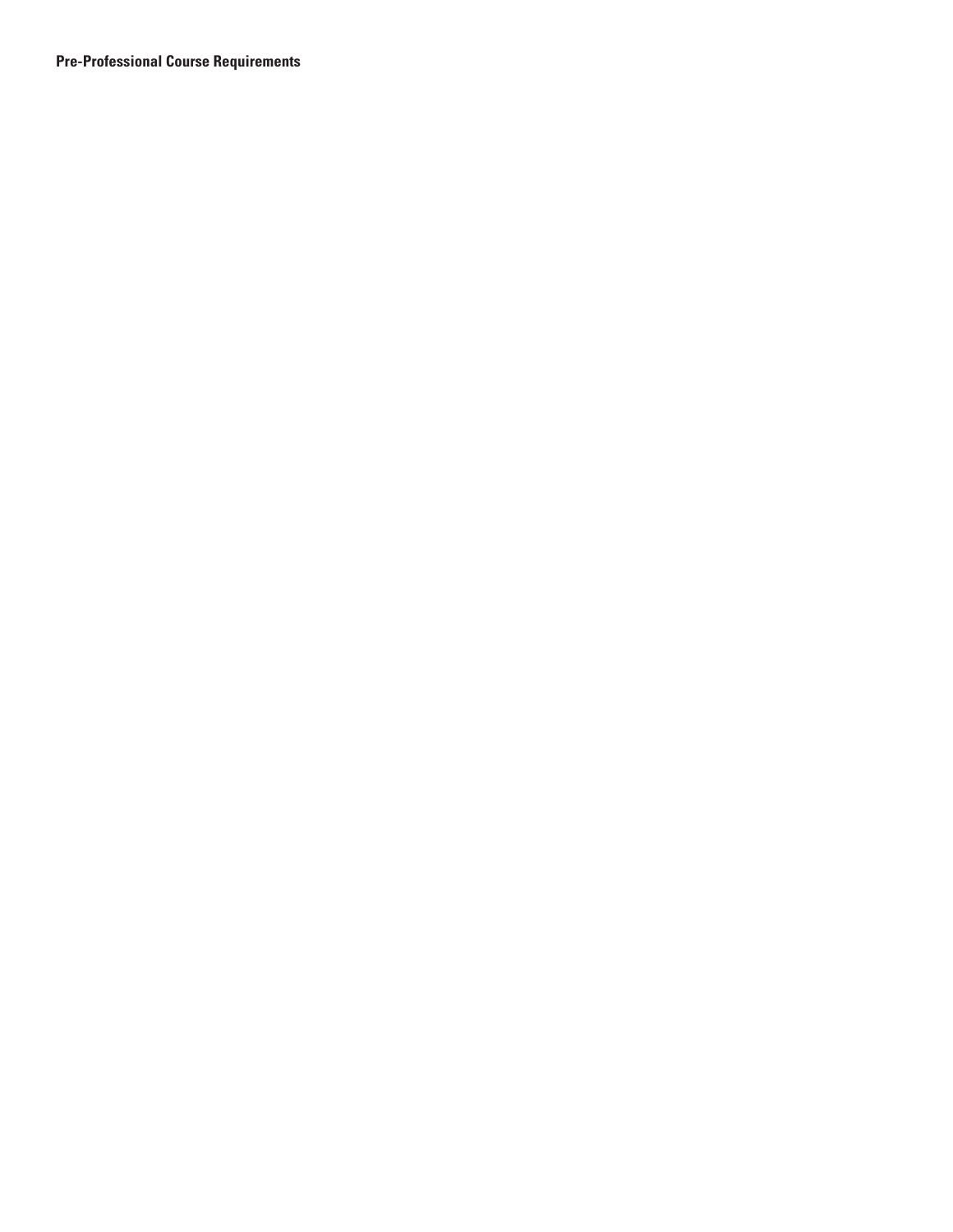**Pre-Professional Course Requirements**